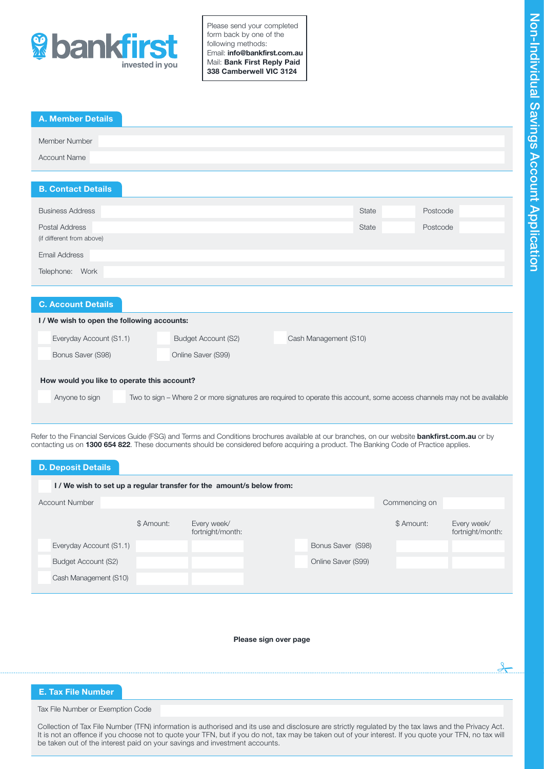**bankfirst** invested in you

Please send your completed form back by one of the following methods:
Email: **info@bankfirst.com.au**
Mail: **Bank First Reply Paid 338 Camberwell VIC 3124**

# Non-Individual Savings Account Application

## A. Member Details

Member Number

Account Name

## B. Contact Details

Business Address | State | Postcode

Postal Address (if different from above) | State | Postcode

Email Address

Telephone: Work

## C. Account Details

**I / We wish to open the following accounts:**

- Everyday Account (S1.1)
- Budget Account (S2)
- Cash Management (S10)
- Bonus Saver (S98)
- Online Saver (S99)

**How would you like to operate this account?**

- Anyone to sign
- Two to sign – Where 2 or more signatures are required to operate this account, some access channels may not be available

Refer to the Financial Services Guide (FSG) and Terms and Conditions brochures available at our branches, on our website **bankfirst.com.au** or by contacting us on **1300 654 822**. These documents should be considered before acquiring a product. The Banking Code of Practice applies.

## D. Deposit Details

**I / We wish to set up a regular transfer for the amount/s below from:**

Account Number | Commencing on

| | $ Amount: | Every week/ fortnight/month: | | $ Amount: | Every week/ fortnight/month: |
|---|---|---|---|---|---|
| Everyday Account (S1.1) | | | Bonus Saver (S98) | | |
| Budget Account (S2) | | | Online Saver (S99) | | |
| Cash Management (S10) | | | | | |

**Please sign over page**

## E. Tax File Number

Tax File Number or Exemption Code

Collection of Tax File Number (TFN) information is authorised and its use and disclosure are strictly regulated by the tax laws and the Privacy Act. It is not an offence if you choose not to quote your TFN, but if you do not, tax may be taken out of your interest. If you quote your TFN, no tax will be taken out of the interest paid on your savings and investment accounts.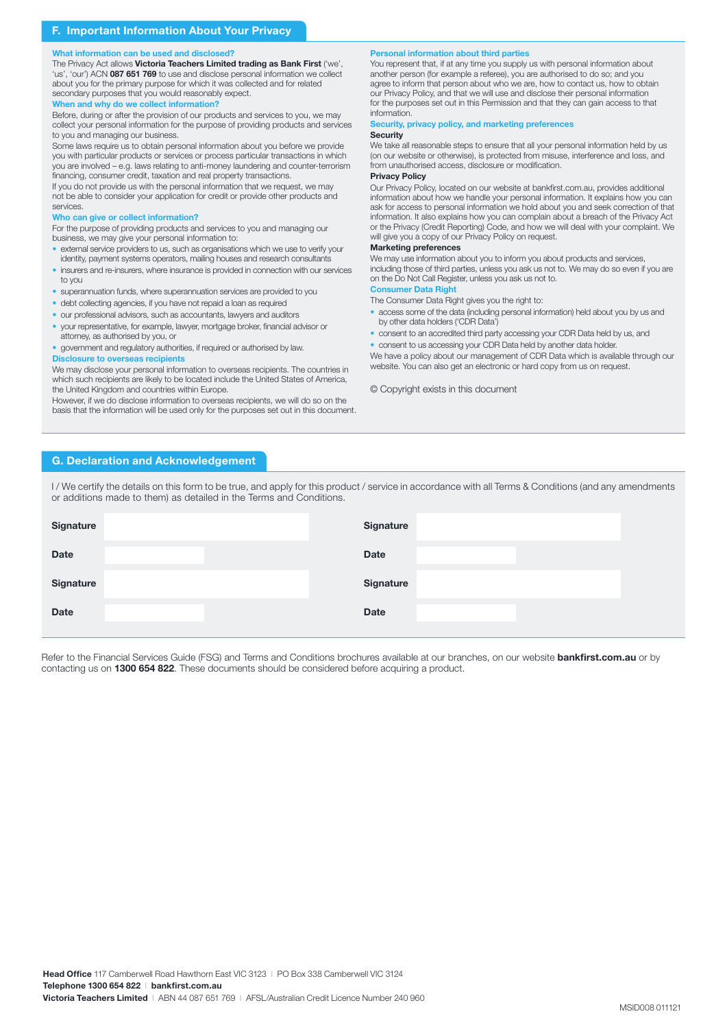## F. Important Information About Your Privacy

### What information can be used and disclosed?

The Privacy Act allows **Victoria Teachers Limited trading as Bank First** ('we', 'us', 'our') ACN **087 651 769** to use and disclose personal information we collect about you for the primary purpose for which it was collected and for related secondary purposes that you would reasonably expect.

### When and why do we collect information?

Before, during or after the provision of our products and services to you, we may collect your personal information for the purpose of providing products and services to you and managing our business.

Some laws require us to obtain personal information about you before we provide you with particular products or services or process particular transactions in which you are involved – e.g. laws relating to anti-money laundering and counter-terrorism financing, consumer credit, taxation and real property transactions.

If you do not provide us with the personal information that we request, we may not be able to consider your application for credit or provide other products and services.

### Who can give or collect information?

For the purpose of providing products and services to you and managing our business, we may give your personal information to:

- external service providers to us, such as organisations which we use to verify your identity, payment systems operators, mailing houses and research consultants
- insurers and re-insurers, where insurance is provided in connection with our services to you
- superannuation funds, where superannuation services are provided to you
- debt collecting agencies, if you have not repaid a loan as required
- our professional advisors, such as accountants, lawyers and auditors
- your representative, for example, lawyer, mortgage broker, financial advisor or attorney, as authorised by you, or
- government and regulatory authorities, if required or authorised by law.

### Disclosure to overseas recipients

We may disclose your personal information to overseas recipients. The countries in which such recipients are likely to be located include the United States of America, the United Kingdom and countries within Europe.

However, if we do disclose information to overseas recipients, we will do so on the basis that the information will be used only for the purposes set out in this document.

### Personal information about third parties

You represent that, if at any time you supply us with personal information about another person (for example a referee), you are authorised to do so; and you agree to inform that person about who we are, how to contact us, how to obtain our Privacy Policy, and that we will use and disclose their personal information for the purposes set out in this Permission and that they can gain access to that information.

### Security, privacy policy, and marketing preferences

**Security**

We take all reasonable steps to ensure that all your personal information held by us (on our website or otherwise), is protected from misuse, interference and loss, and from unauthorised access, disclosure or modification.

**Privacy Policy**

Our Privacy Policy, located on our website at bankfirst.com.au, provides additional information about how we handle your personal information. It explains how you can ask for access to personal information we hold about you and seek correction of that information. It also explains how you can complain about a breach of the Privacy Act or the Privacy (Credit Reporting) Code, and how we will deal with your complaint. We will give you a copy of our Privacy Policy on request.

**Marketing preferences**

We may use information about you to inform you about products and services, including those of third parties, unless you ask us not to. We may do so even if you are on the Do Not Call Register, unless you ask us not to.

### Consumer Data Right

The Consumer Data Right gives you the right to:

- access some of the data (including personal information) held about you by us and by other data holders ('CDR Data')
- consent to an accredited third party accessing your CDR Data held by us, and
- consent to us accessing your CDR Data held by another data holder.

We have a policy about our management of CDR Data which is available through our website. You can also get an electronic or hard copy from us on request.

© Copyright exists in this document

## G. Declaration and Acknowledgement

I / We certify the details on this form to be true, and apply for this product / service in accordance with all Terms & Conditions (and any amendments or additions made to them) as detailed in the Terms and Conditions.

| | | | |
|---|---|---|---|
| **Signature** | | **Signature** | |
| **Date** | | **Date** | |
| **Signature** | | **Signature** | |
| **Date** | | **Date** | |

Refer to the Financial Services Guide (FSG) and Terms and Conditions brochures available at our branches, on our website **bankfirst.com.au** or by contacting us on **1300 654 822**. These documents should be considered before acquiring a product.

**Head Office** 117 Camberwell Road Hawthorn East VIC 3123 | PO Box 338 Camberwell VIC 3124
**Telephone 1300 654 822** | **bankfirst.com.au**
**Victoria Teachers Limited** | ABN 44 087 651 769 | AFSL/Australian Credit Licence Number 240 960

MSID008 011121